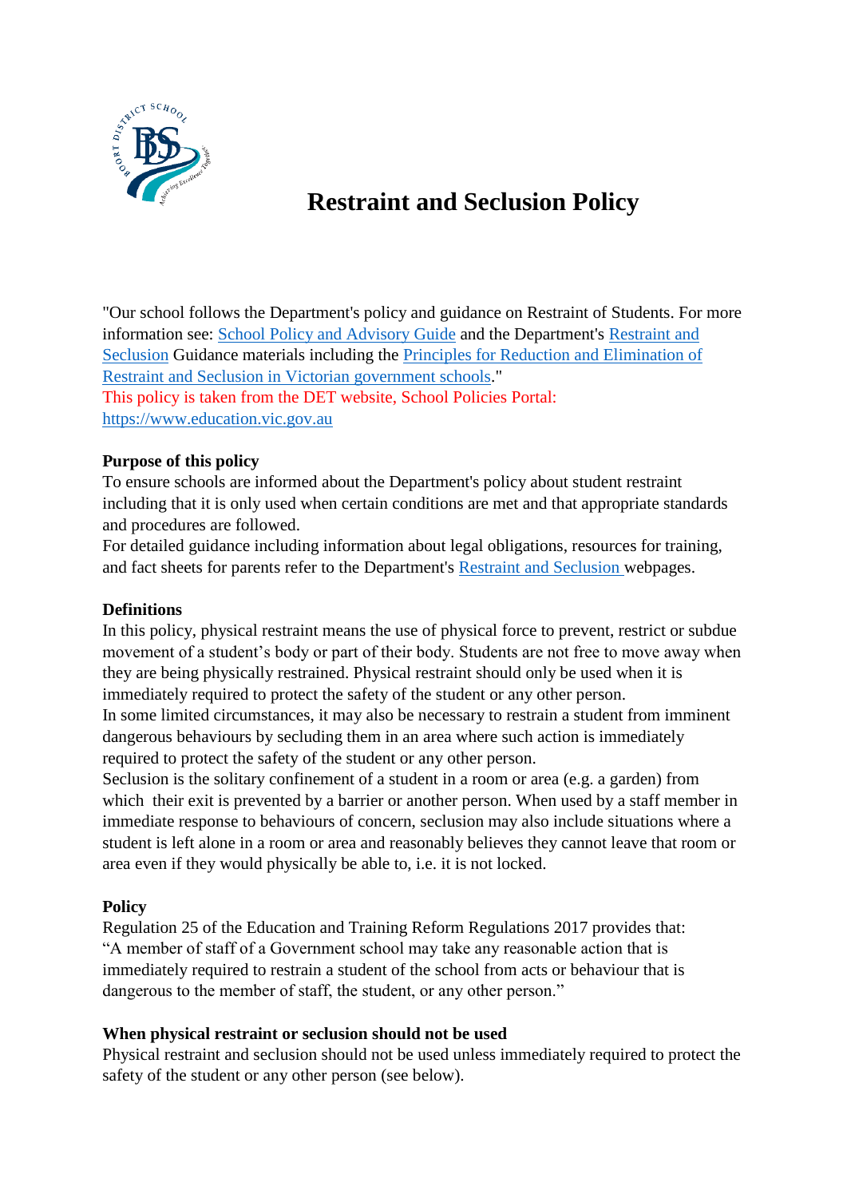# Restraint and Seclusion Policy

"Our school follows the Department's policy and guidance on Restraint of Students. For more information see: [School Policy and Advisory Guide] and the Department's [Restraint and Seclusion] Guidance materials including the [Principles for Reduction and Elimination of Restraint and Seclusion in Victorian government schools]."

This policy is taken from the DET website, School Policies Portal: https://www.education.vic.gov.au

**Purpose of this policy**

To ensure schools are informed about the Department's policy about student restraint including that it is only used when certain conditions are met and that appropriate standards and procedures are followed.

For detailed guidance including information about legal obligations, resources for training, and fact sheets for parents refer to the Department's [Restraint and Seclusion] webpages.

**Definitions**

In this policy, physical restraint means the use of physical force to prevent, restrict or subdue movement of a student's body or part of their body. Students are not free to move away when they are being physically restrained. Physical restraint should only be used when it is immediately required to protect the safety of the student or any other person.

In some limited circumstances, it may also be necessary to restrain a student from imminent dangerous behaviours by secluding them in an area where such action is immediately required to protect the safety of the student or any other person.

Seclusion is the solitary confinement of a student in a room or area (e.g. a garden) from which their exit is prevented by a barrier or another person. When used by a staff member in immediate response to behaviours of concern, seclusion may also include situations where a student is left alone in a room or area and reasonably believes they cannot leave that room or area even if they would physically be able to, i.e. it is not locked.

**Policy**

Regulation 25 of the Education and Training Reform Regulations 2017 provides that: "A member of staff of a Government school may take any reasonable action that is immediately required to restrain a student of the school from acts or behaviour that is dangerous to the member of staff, the student, or any other person."

**When physical restraint or seclusion should not be used**

Physical restraint and seclusion should not be used unless immediately required to protect the safety of the student or any other person (see below).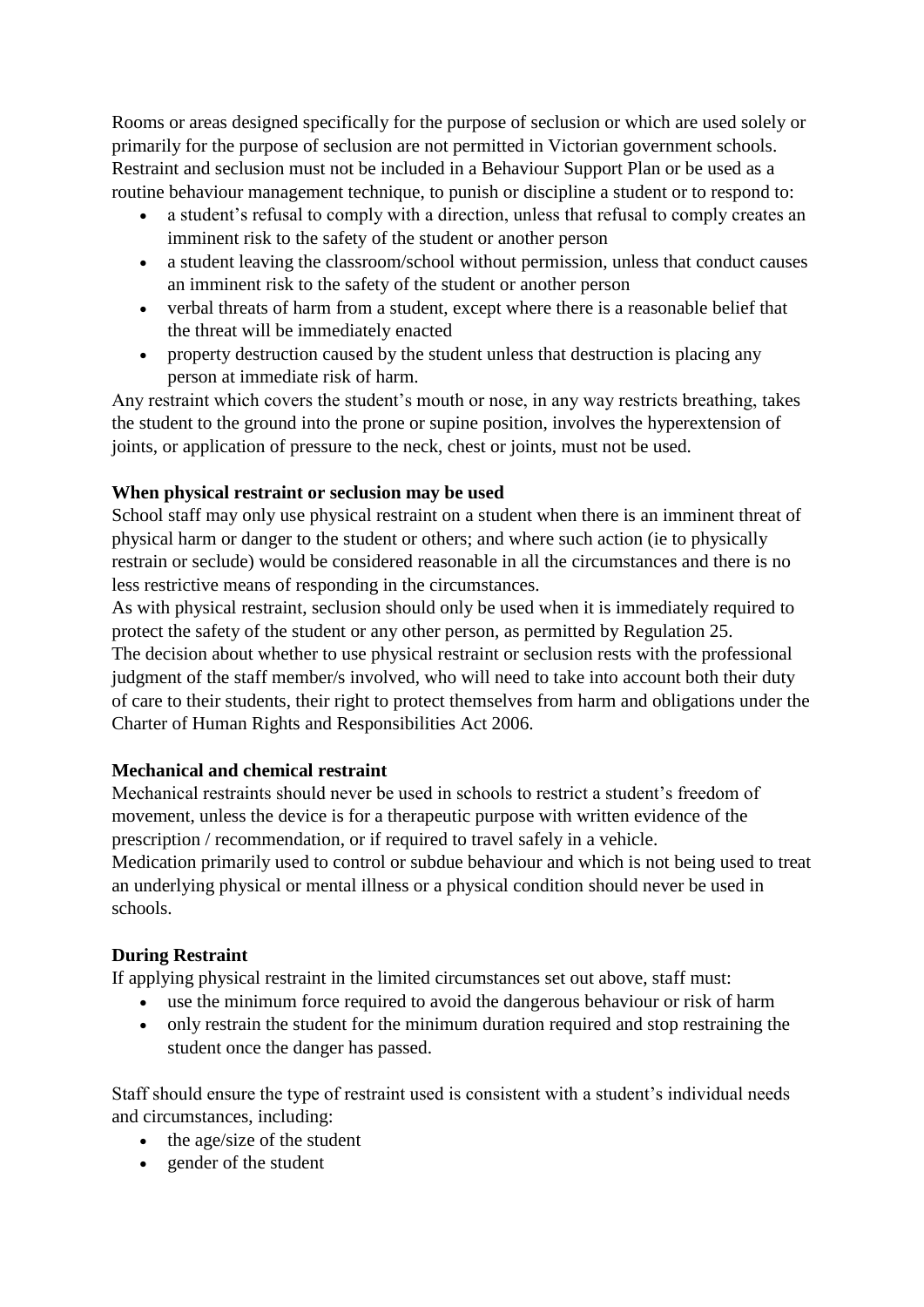Rooms or areas designed specifically for the purpose of seclusion or which are used solely or primarily for the purpose of seclusion are not permitted in Victorian government schools. Restraint and seclusion must not be included in a Behaviour Support Plan or be used as a routine behaviour management technique, to punish or discipline a student or to respond to:

- a student's refusal to comply with a direction, unless that refusal to comply creates an imminent risk to the safety of the student or another person
- a student leaving the classroom/school without permission, unless that conduct causes an imminent risk to the safety of the student or another person
- verbal threats of harm from a student, except where there is a reasonable belief that the threat will be immediately enacted
- property destruction caused by the student unless that destruction is placing any person at immediate risk of harm.

Any restraint which covers the student's mouth or nose, in any way restricts breathing, takes the student to the ground into the prone or supine position, involves the hyperextension of joints, or application of pressure to the neck, chest or joints, must not be used.

**When physical restraint or seclusion may be used**

School staff may only use physical restraint on a student when there is an imminent threat of physical harm or danger to the student or others; and where such action (ie to physically restrain or seclude) would be considered reasonable in all the circumstances and there is no less restrictive means of responding in the circumstances.

As with physical restraint, seclusion should only be used when it is immediately required to protect the safety of the student or any other person, as permitted by Regulation 25.

The decision about whether to use physical restraint or seclusion rests with the professional judgment of the staff member/s involved, who will need to take into account both their duty of care to their students, their right to protect themselves from harm and obligations under the Charter of Human Rights and Responsibilities Act 2006.

**Mechanical and chemical restraint**

Mechanical restraints should never be used in schools to restrict a student's freedom of movement, unless the device is for a therapeutic purpose with written evidence of the prescription / recommendation, or if required to travel safely in a vehicle.

Medication primarily used to control or subdue behaviour and which is not being used to treat an underlying physical or mental illness or a physical condition should never be used in schools.

**During Restraint**

If applying physical restraint in the limited circumstances set out above, staff must:

- use the minimum force required to avoid the dangerous behaviour or risk of harm
- only restrain the student for the minimum duration required and stop restraining the student once the danger has passed.

Staff should ensure the type of restraint used is consistent with a student's individual needs and circumstances, including:

- the age/size of the student
- gender of the student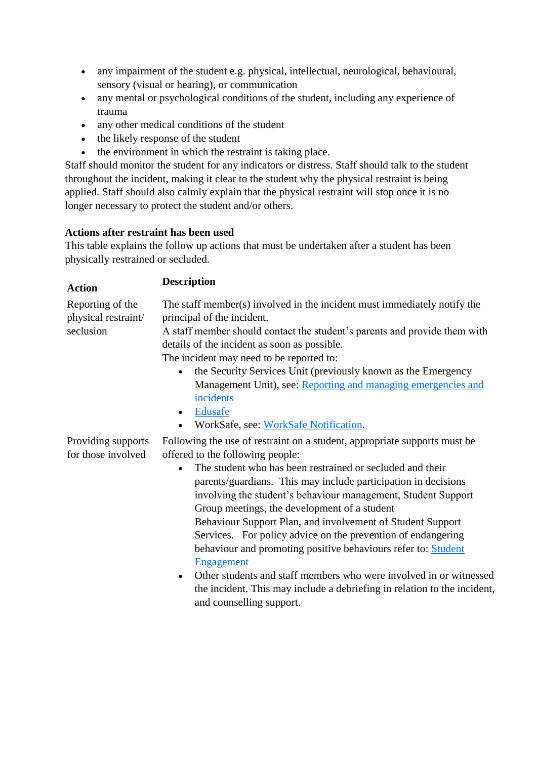- any impairment of the student e.g. physical, intellectual, neurological, behavioural, sensory (visual or hearing), or communication
- any mental or psychological conditions of the student, including any experience of trauma
- any other medical conditions of the student
- the likely response of the student
- the environment in which the restraint is taking place.

Staff should monitor the student for any indicators or distress. Staff should talk to the student throughout the incident, making it clear to the student why the physical restraint is being applied. Staff should also calmly explain that the physical restraint will stop once it is no longer necessary to protect the student and/or others.

**Actions after restraint has been used**

This table explains the follow up actions that must be undertaken after a student has been physically restrained or secluded.

| Action | Description |
|---|---|
| Reporting of the physical restraint/ seclusion | The staff member(s) involved in the incident must immediately notify the principal of the incident.<br>A staff member should contact the student's parents and provide them with details of the incident as soon as possible.<br>The incident may need to be reported to:<br>• the Security Services Unit (previously known as the Emergency Management Unit), see: Reporting and managing emergencies and incidents<br>• Edusafe<br>• WorkSafe, see: WorkSafe Notification. |
| Providing supports for those involved | Following the use of restraint on a student, appropriate supports must be offered to the following people:<br>• The student who has been restrained or secluded and their parents/guardians. This may include participation in decisions involving the student's behaviour management, Student Support Group meetings, the development of a student Behaviour Support Plan, and involvement of Student Support Services. For policy advice on the prevention of endangering behaviour and promoting positive behaviours refer to: Student Engagement<br>• Other students and staff members who were involved in or witnessed the incident. This may include a debriefing in relation to the incident, and counselling support. |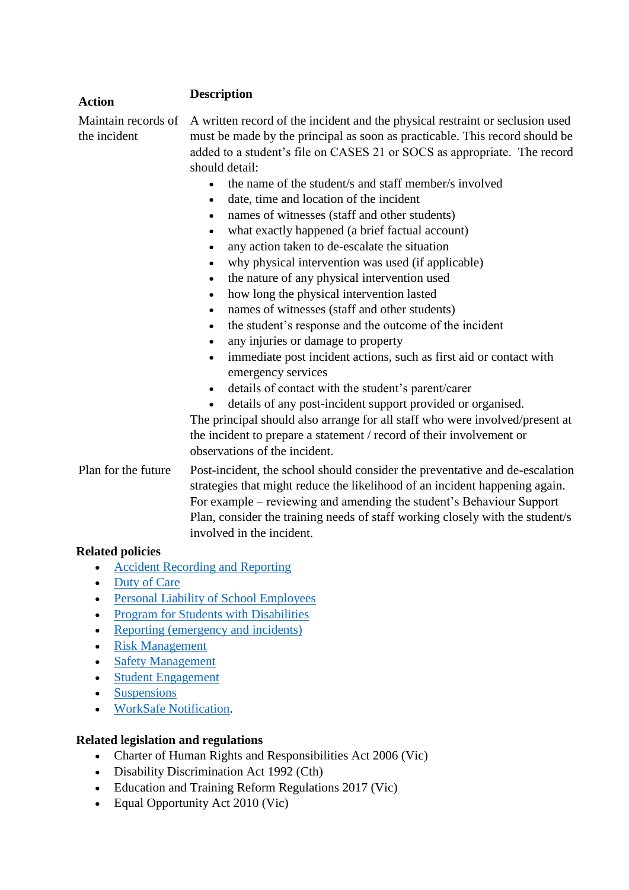| Action | Description |
| --- | --- |
| Maintain records of the incident | A written record of the incident and the physical restraint or seclusion used must be made by the principal as soon as practicable. This record should be added to a student's file on CASES 21 or SOCS as appropriate. The record should detail:<br>• the name of the student/s and staff member/s involved<br>• date, time and location of the incident<br>• names of witnesses (staff and other students)<br>• what exactly happened (a brief factual account)<br>• any action taken to de-escalate the situation<br>• why physical intervention was used (if applicable)<br>• the nature of any physical intervention used<br>• how long the physical intervention lasted<br>• names of witnesses (staff and other students)<br>• the student's response and the outcome of the incident<br>• any injuries or damage to property<br>• immediate post incident actions, such as first aid or contact with emergency services<br>• details of contact with the student's parent/carer<br>• details of any post-incident support provided or organised.<br>The principal should also arrange for all staff who were involved/present at the incident to prepare a statement / record of their involvement or observations of the incident. |
| Plan for the future | Post-incident, the school should consider the preventative and de-escalation strategies that might reduce the likelihood of an incident happening again. For example – reviewing and amending the student's Behaviour Support Plan, consider the training needs of staff working closely with the student/s involved in the incident. |

**Related policies**

- Accident Recording and Reporting
- Duty of Care
- Personal Liability of School Employees
- Program for Students with Disabilities
- Reporting (emergency and incidents)
- Risk Management
- Safety Management
- Student Engagement
- Suspensions
- WorkSafe Notification.

**Related legislation and regulations**

- Charter of Human Rights and Responsibilities Act 2006 (Vic)
- Disability Discrimination Act 1992 (Cth)
- Education and Training Reform Regulations 2017 (Vic)
- Equal Opportunity Act 2010 (Vic)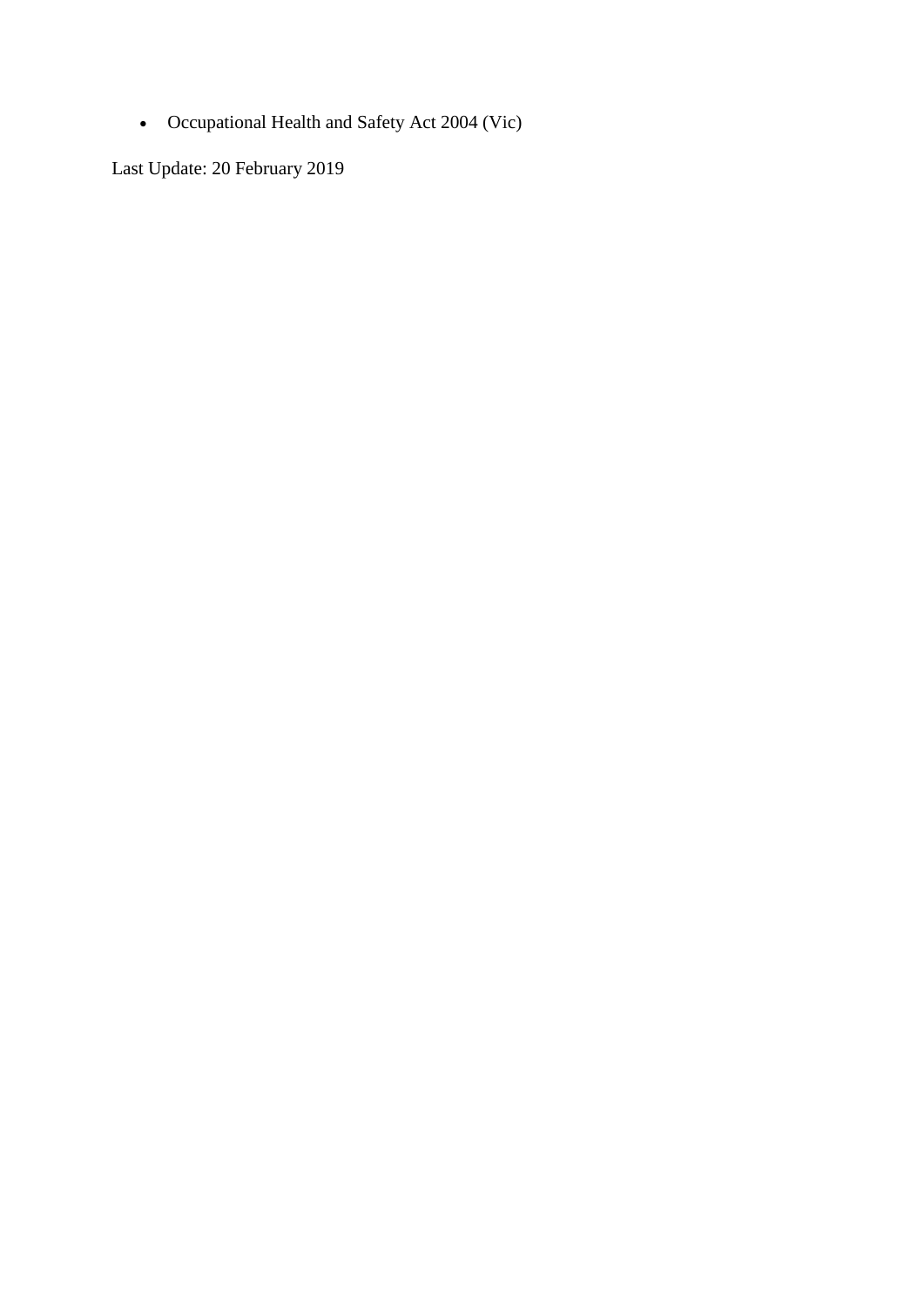- Occupational Health and Safety Act 2004 (Vic)

Last Update: 20 February 2019